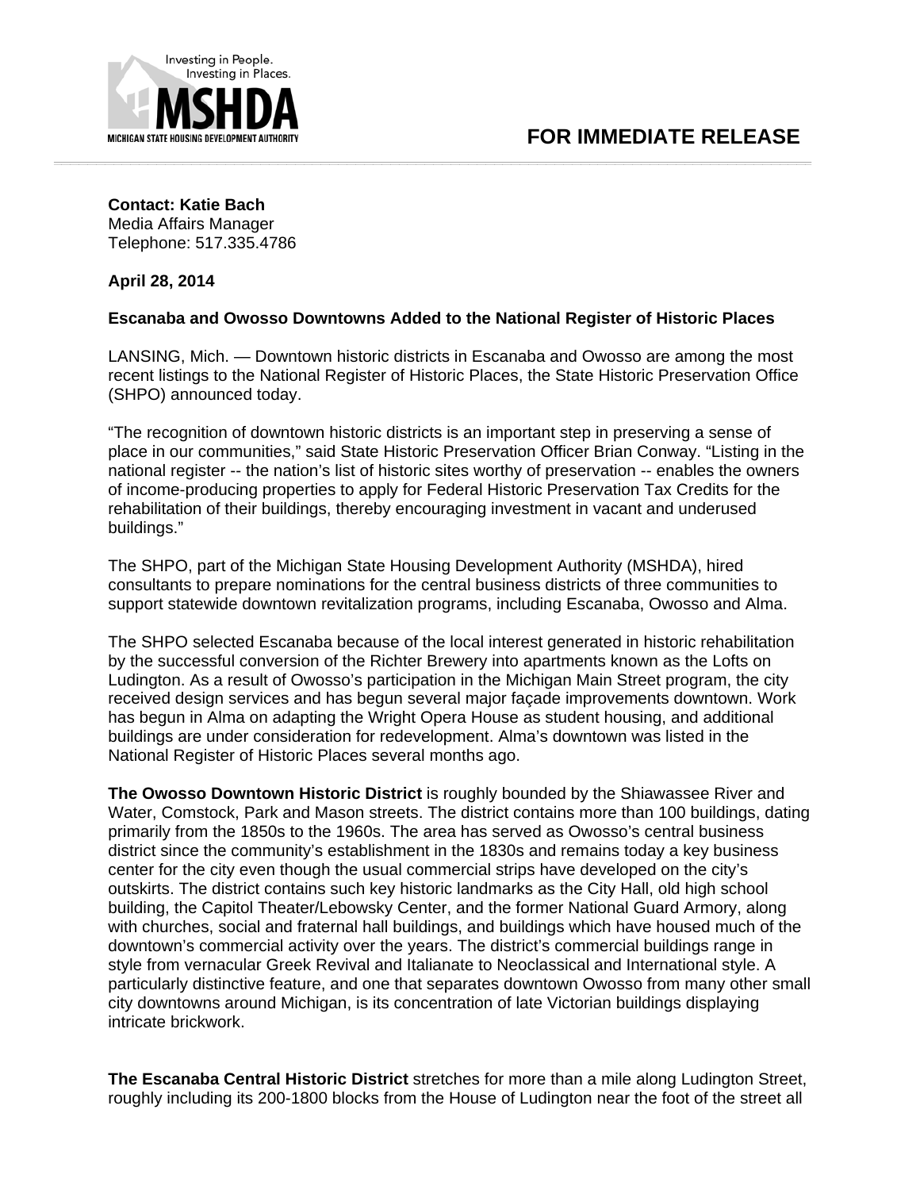Investing in People.
Investing in Places.

**MSHDA**

MICHIGAN STATE HOUSING DEVELOPMENT AUTHORITY

**FOR IMMEDIATE RELEASE**

---

**Contact: Katie Bach**
Media Affairs Manager
Telephone: 517.335.4786

**April 28, 2014**

**Escanaba and Owosso Downtowns Added to the National Register of Historic Places**

LANSING, Mich. — Downtown historic districts in Escanaba and Owosso are among the most recent listings to the National Register of Historic Places, the State Historic Preservation Office (SHPO) announced today.

“The recognition of downtown historic districts is an important step in preserving a sense of place in our communities,” said State Historic Preservation Officer Brian Conway. “Listing in the national register -- the nation’s list of historic sites worthy of preservation -- enables the owners of income-producing properties to apply for Federal Historic Preservation Tax Credits for the rehabilitation of their buildings, thereby encouraging investment in vacant and underused buildings.”

The SHPO, part of the Michigan State Housing Development Authority (MSHDA), hired consultants to prepare nominations for the central business districts of three communities to support statewide downtown revitalization programs, including Escanaba, Owosso and Alma.

The SHPO selected Escanaba because of the local interest generated in historic rehabilitation by the successful conversion of the Richter Brewery into apartments known as the Lofts on Ludington. As a result of Owosso’s participation in the Michigan Main Street program, the city received design services and has begun several major façade improvements downtown. Work has begun in Alma on adapting the Wright Opera House as student housing, and additional buildings are under consideration for redevelopment. Alma’s downtown was listed in the National Register of Historic Places several months ago.

**The Owosso Downtown Historic District** is roughly bounded by the Shiawassee River and Water, Comstock, Park and Mason streets. The district contains more than 100 buildings, dating primarily from the 1850s to the 1960s. The area has served as Owosso’s central business district since the community’s establishment in the 1830s and remains today a key business center for the city even though the usual commercial strips have developed on the city’s outskirts. The district contains such key historic landmarks as the City Hall, old high school building, the Capitol Theater/Lebowsky Center, and the former National Guard Armory, along with churches, social and fraternal hall buildings, and buildings which have housed much of the downtown’s commercial activity over the years. The district’s commercial buildings range in style from vernacular Greek Revival and Italianate to Neoclassical and International style. A particularly distinctive feature, and one that separates downtown Owosso from many other small city downtowns around Michigan, is its concentration of late Victorian buildings displaying intricate brickwork.

**The Escanaba Central Historic District** stretches for more than a mile along Ludington Street, roughly including its 200-1800 blocks from the House of Ludington near the foot of the street all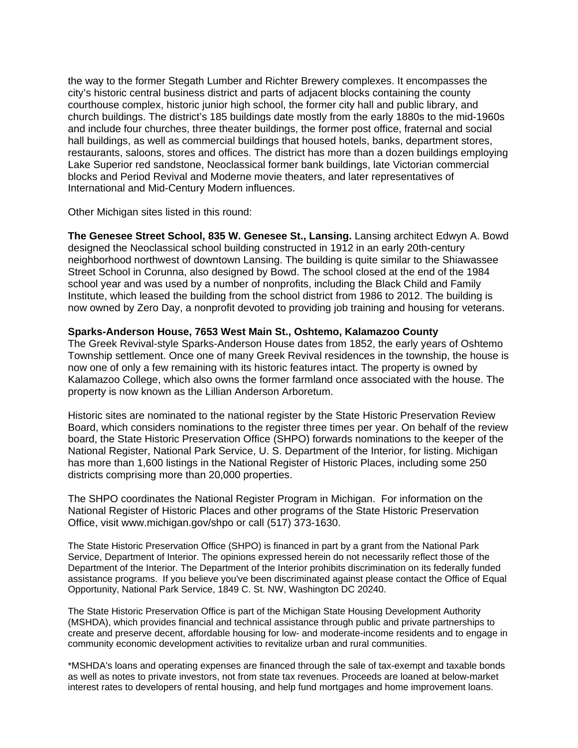the way to the former Stegath Lumber and Richter Brewery complexes. It encompasses the city's historic central business district and parts of adjacent blocks containing the county courthouse complex, historic junior high school, the former city hall and public library, and church buildings. The district's 185 buildings date mostly from the early 1880s to the mid-1960s and include four churches, three theater buildings, the former post office, fraternal and social hall buildings, as well as commercial buildings that housed hotels, banks, department stores, restaurants, saloons, stores and offices. The district has more than a dozen buildings employing Lake Superior red sandstone, Neoclassical former bank buildings, late Victorian commercial blocks and Period Revival and Moderne movie theaters, and later representatives of International and Mid-Century Modern influences.

Other Michigan sites listed in this round:

**The Genesee Street School, 835 W. Genesee St., Lansing.** Lansing architect Edwyn A. Bowd designed the Neoclassical school building constructed in 1912 in an early 20th-century neighborhood northwest of downtown Lansing. The building is quite similar to the Shiawassee Street School in Corunna, also designed by Bowd. The school closed at the end of the 1984 school year and was used by a number of nonprofits, including the Black Child and Family Institute, which leased the building from the school district from 1986 to 2012. The building is now owned by Zero Day, a nonprofit devoted to providing job training and housing for veterans.

**Sparks-Anderson House, 7653 West Main St., Oshtemo, Kalamazoo County**
The Greek Revival-style Sparks-Anderson House dates from 1852, the early years of Oshtemo Township settlement. Once one of many Greek Revival residences in the township, the house is now one of only a few remaining with its historic features intact. The property is owned by Kalamazoo College, which also owns the former farmland once associated with the house. The property is now known as the Lillian Anderson Arboretum.

Historic sites are nominated to the national register by the State Historic Preservation Review Board, which considers nominations to the register three times per year. On behalf of the review board, the State Historic Preservation Office (SHPO) forwards nominations to the keeper of the National Register, National Park Service, U. S. Department of the Interior, for listing. Michigan has more than 1,600 listings in the National Register of Historic Places, including some 250 districts comprising more than 20,000 properties.

The SHPO coordinates the National Register Program in Michigan. For information on the National Register of Historic Places and other programs of the State Historic Preservation Office, visit www.michigan.gov/shpo or call (517) 373-1630.

The State Historic Preservation Office (SHPO) is financed in part by a grant from the National Park Service, Department of Interior. The opinions expressed herein do not necessarily reflect those of the Department of the Interior. The Department of the Interior prohibits discrimination on its federally funded assistance programs. If you believe you've been discriminated against please contact the Office of Equal Opportunity, National Park Service, 1849 C. St. NW, Washington DC 20240.

The State Historic Preservation Office is part of the Michigan State Housing Development Authority (MSHDA), which provides financial and technical assistance through public and private partnerships to create and preserve decent, affordable housing for low- and moderate-income residents and to engage in community economic development activities to revitalize urban and rural communities.

*MSHDA's loans and operating expenses are financed through the sale of tax-exempt and taxable bonds as well as notes to private investors, not from state tax revenues. Proceeds are loaned at below-market interest rates to developers of rental housing, and help fund mortgages and home improvement loans.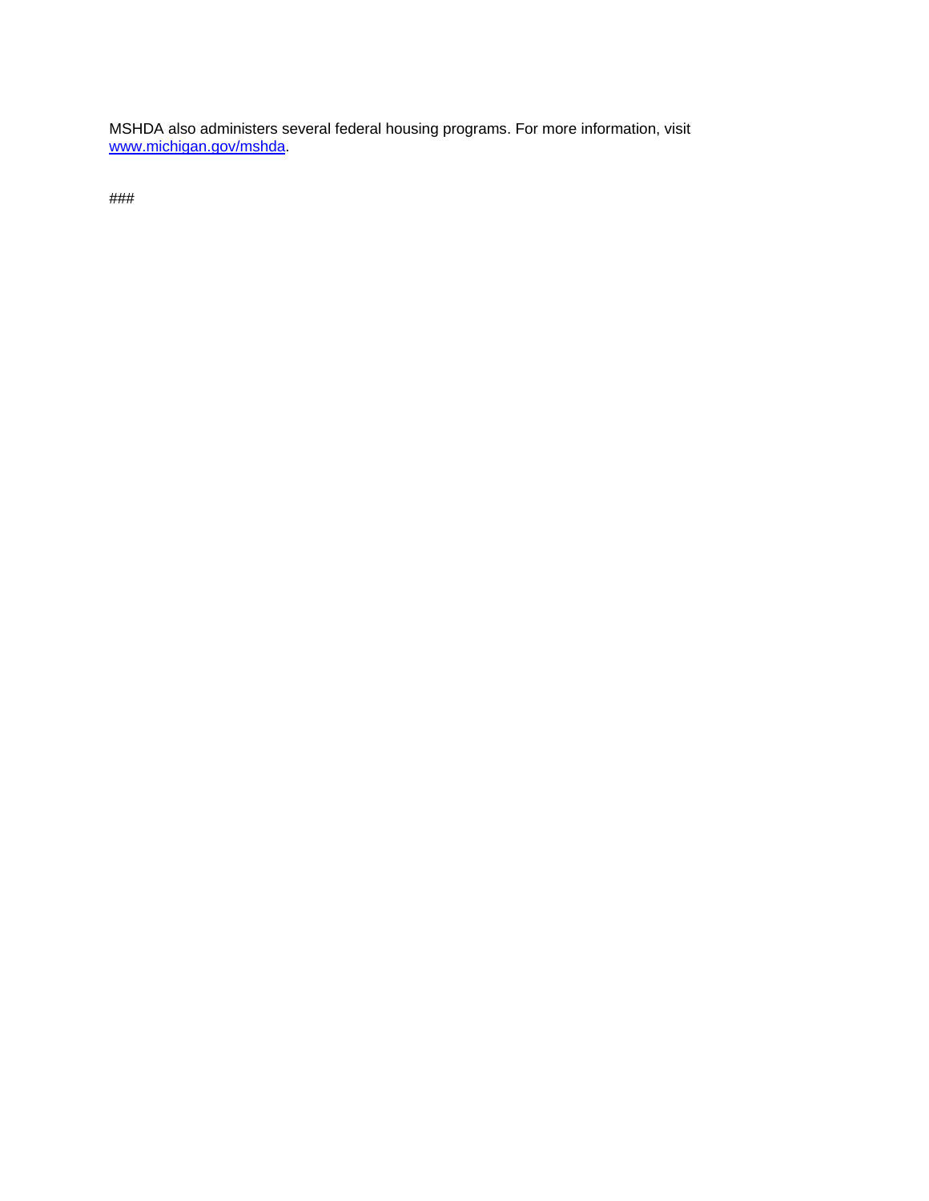MSHDA also administers several federal housing programs. For more information, visit [www.michigan.gov/mshda](http://www.michigan.gov/mshda).

###